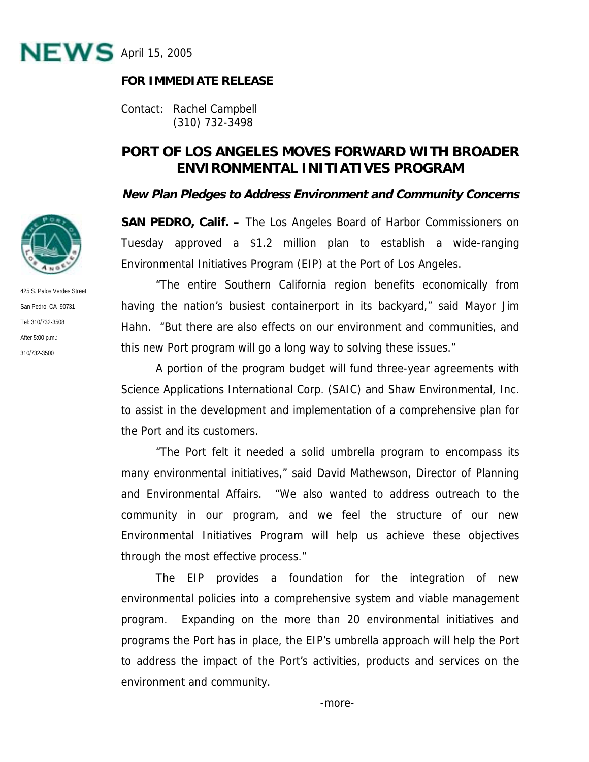**NEWS** April 15, 2005

**FOR IMMEDIATE RELEASE**

Contact: Rachel Campbell
(310) 732-3498

425 S. Palos Verdes Street
San Pedro, CA 90731
Tel: 310/732-3508
After 5:00 p.m.:
310/732-3500

# PORT OF LOS ANGELES MOVES FORWARD WITH BROADER ENVIRONMENTAL INITIATIVES PROGRAM

***New Plan Pledges to Address Environment and Community Concerns***

**SAN PEDRO, Calif. –** The Los Angeles Board of Harbor Commissioners on Tuesday approved a $1.2 million plan to establish a wide-ranging Environmental Initiatives Program (EIP) at the Port of Los Angeles.

"The entire Southern California region benefits economically from having the nation's busiest containerport in its backyard," said Mayor Jim Hahn. "But there are also effects on our environment and communities, and this new Port program will go a long way to solving these issues."

A portion of the program budget will fund three-year agreements with Science Applications International Corp. (SAIC) and Shaw Environmental, Inc. to assist in the development and implementation of a comprehensive plan for the Port and its customers.

"The Port felt it needed a solid umbrella program to encompass its many environmental initiatives," said David Mathewson, Director of Planning and Environmental Affairs. "We also wanted to address outreach to the community in our program, and we feel the structure of our new Environmental Initiatives Program will help us achieve these objectives through the most effective process."

The EIP provides a foundation for the integration of new environmental policies into a comprehensive system and viable management program. Expanding on the more than 20 environmental initiatives and programs the Port has in place, the EIP's umbrella approach will help the Port to address the impact of the Port's activities, products and services on the environment and community.

-more-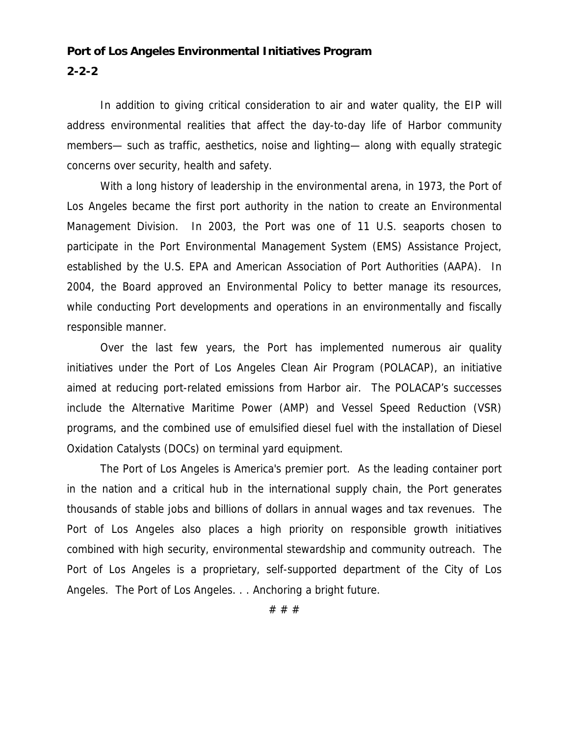In addition to giving critical consideration to air and water quality, the EIP will address environmental realities that affect the day-to-day life of Harbor community members— such as traffic, aesthetics, noise and lighting— along with equally strategic concerns over security, health and safety.

With a long history of leadership in the environmental arena, in 1973, the Port of Los Angeles became the first port authority in the nation to create an Environmental Management Division. In 2003, the Port was one of 11 U.S. seaports chosen to participate in the Port Environmental Management System (EMS) Assistance Project, established by the U.S. EPA and American Association of Port Authorities (AAPA). In 2004, the Board approved an Environmental Policy to better manage its resources, while conducting Port developments and operations in an environmentally and fiscally responsible manner.

Over the last few years, the Port has implemented numerous air quality initiatives under the Port of Los Angeles Clean Air Program (POLACAP), an initiative aimed at reducing port-related emissions from Harbor air. The POLACAP's successes include the Alternative Maritime Power (AMP) and Vessel Speed Reduction (VSR) programs, and the combined use of emulsified diesel fuel with the installation of Diesel Oxidation Catalysts (DOCs) on terminal yard equipment.

The Port of Los Angeles is America's premier port. As the leading container port in the nation and a critical hub in the international supply chain, the Port generates thousands of stable jobs and billions of dollars in annual wages and tax revenues. The Port of Los Angeles also places a high priority on responsible growth initiatives combined with high security, environmental stewardship and community outreach. The Port of Los Angeles is a proprietary, self-supported department of the City of Los Angeles. The Port of Los Angeles. . . Anchoring a bright future.

# # #